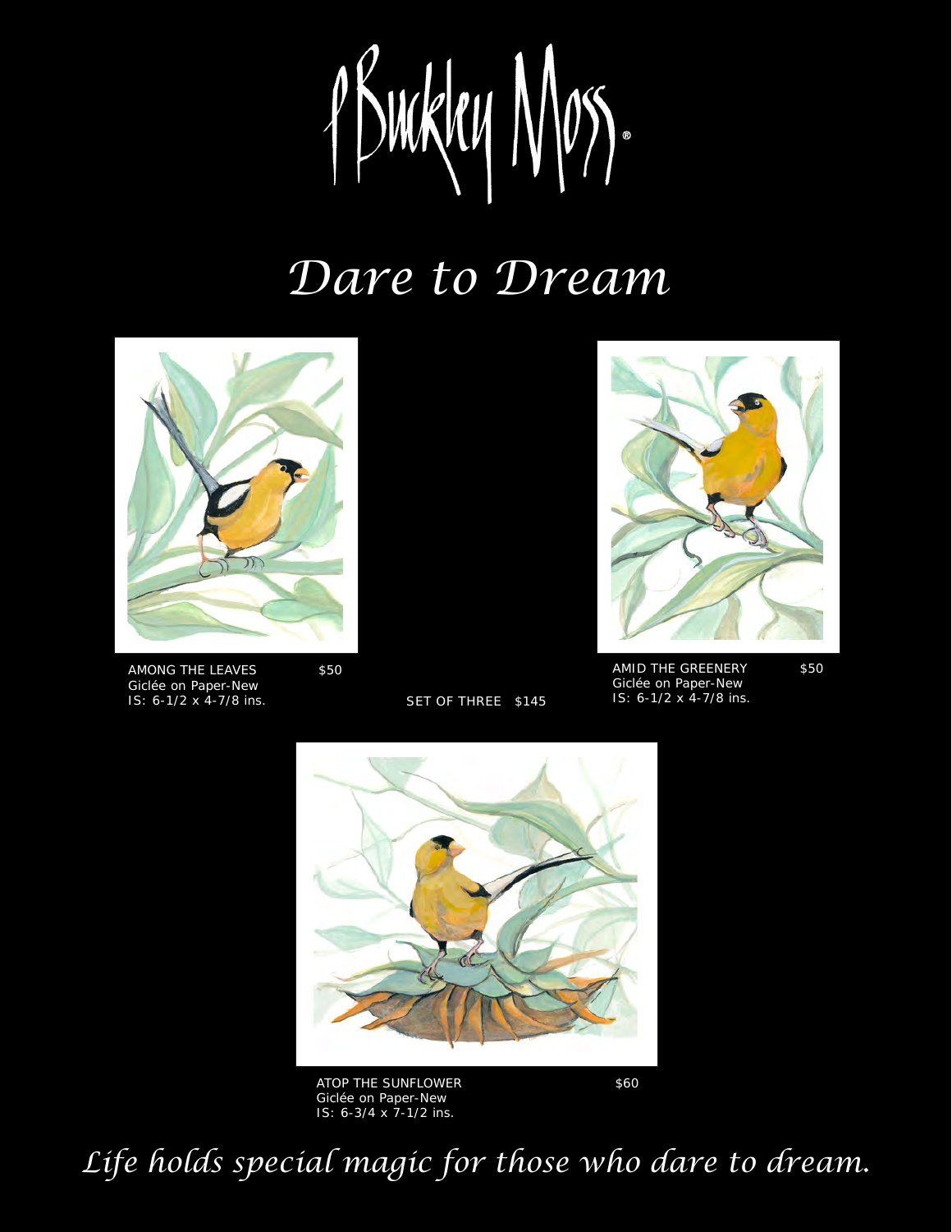P Buckley Moss®

# *Dare to Dream*

AMONG THE LEAVES $50
Giclée on Paper-New
IS: 6-1/2 x 4-7/8 ins.

SET OF THREE $145

AMID THE GREENERY $50
Giclée on Paper-New
IS: 6-1/2 x 4-7/8 ins.

ATOP THE SUNFLOWER $60
Giclée on Paper-New
IS: 6-3/4 x 7-1/2 ins.

*Life holds special magic for those who dare to dream.*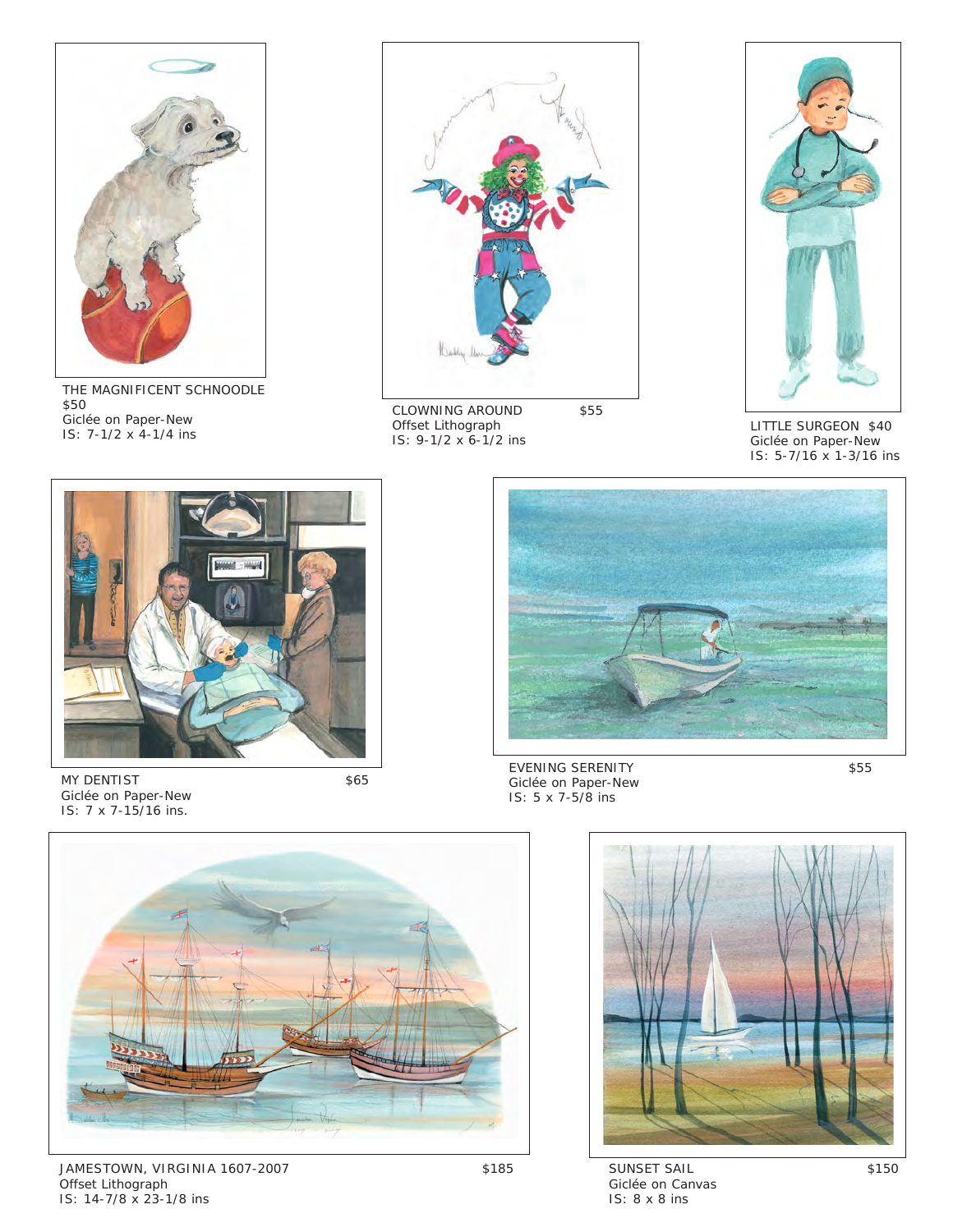THE MAGNIFICENT SCHNOODLE
$50
Giclée on Paper-New
IS: 7-1/2 x 4-1/4 ins

CLOWNING AROUND $55
Offset Lithograph
IS: 9-1/2 x 6-1/2 ins

LITTLE SURGEON $40
Giclée on Paper-New
IS: 5-7/16 x 1-3/16 ins

MY DENTIST $65
Giclée on Paper-New
IS: 7 x 7-15/16 ins.

EVENING SERENITY $55
Giclée on Paper-New
IS: 5 x 7-5/8 ins

JAMESTOWN, VIRGINIA 1607-2007 $185
Offset Lithograph
IS: 14-7/8 x 23-1/8 ins

SUNSET SAIL $150
Giclée on Canvas
IS: 8 x 8 ins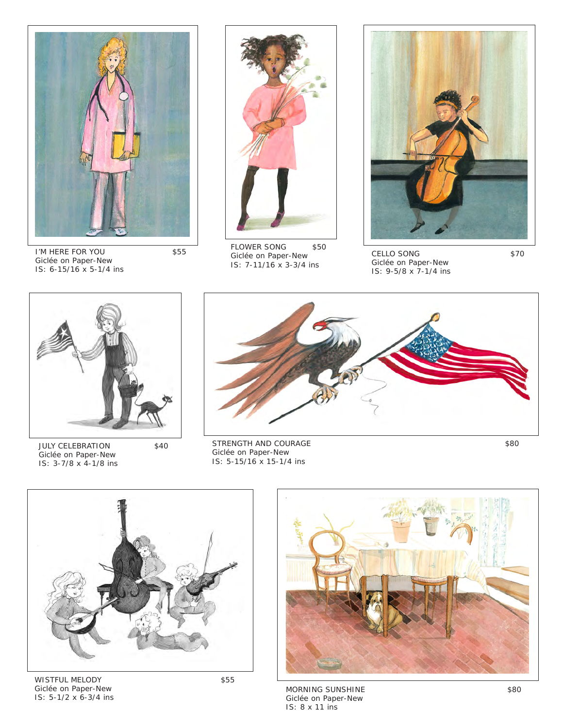I'M HERE FOR YOU $55
Giclée on Paper-New
IS: 6-15/16 x 5-1/4 ins

FLOWER SONG $50
Giclée on Paper-New
IS: 7-11/16 x 3-3/4 ins

CELLO SONG $70
Giclée on Paper-New
IS: 9-5/8 x 7-1/4 ins

JULY CELEBRATION $40
Giclée on Paper-New
IS: 3-7/8 x 4-1/8 ins

STRENGTH AND COURAGE $80
Giclée on Paper-New
IS: 5-15/16 x 15-1/4 ins

WISTFUL MELODY $55
Giclée on Paper-New
IS: 5-1/2 x 6-3/4 ins

MORNING SUNSHINE $80
Giclée on Paper-New
IS: 8 x 11 ins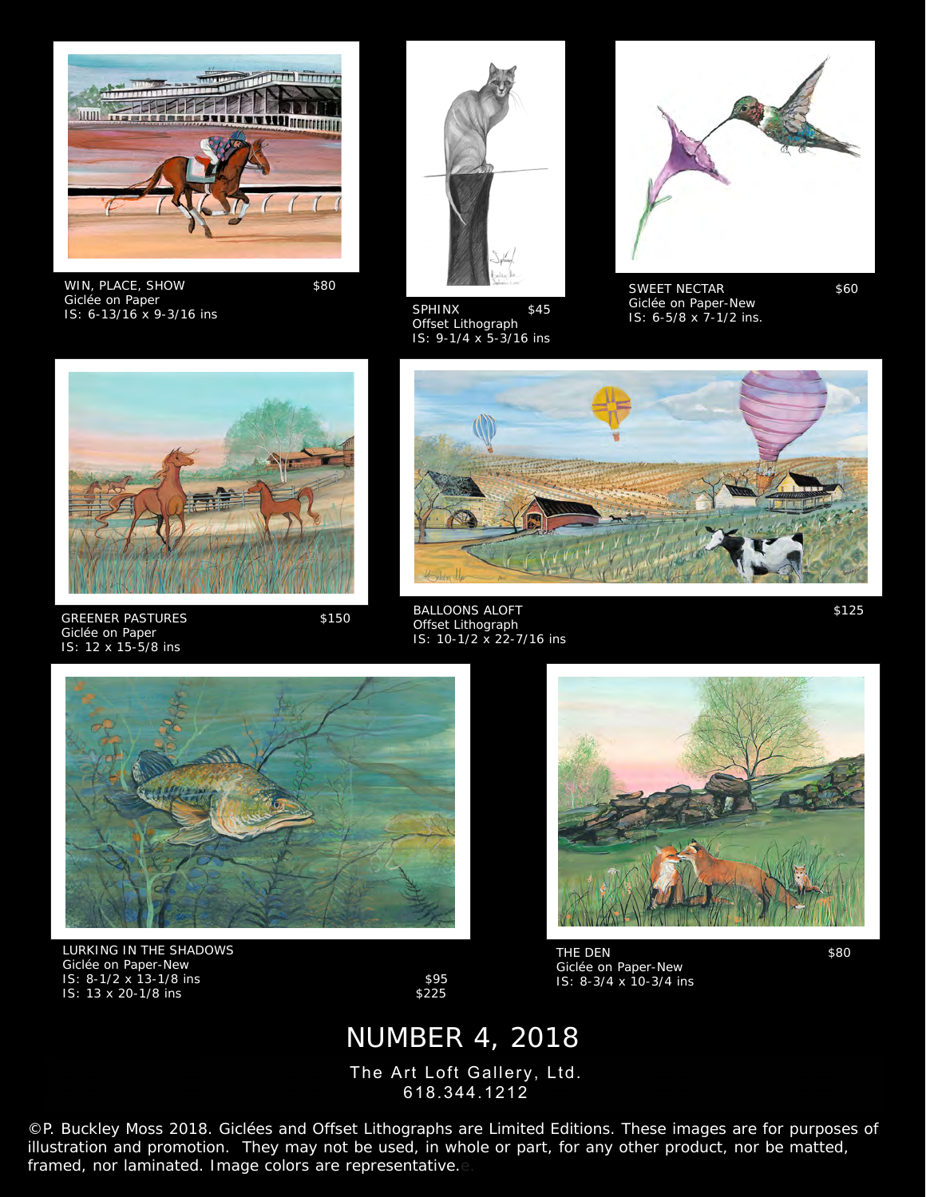WIN, PLACE, SHOW $80
Giclée on Paper
IS: 6-13/16 x 9-3/16 ins

SPHINX $45
Offset Lithograph
IS: 9-1/4 x 5-3/16 ins

SWEET NECTAR $60
Giclée on Paper-New
IS: 6-5/8 x 7-1/2 ins.

GREENER PASTURES $150
Giclée on Paper
IS: 12 x 15-5/8 ins

BALLOONS ALOFT $125
Offset Lithograph
IS: 10-1/2 x 22-7/16 ins

LURKING IN THE SHADOWS
Giclée on Paper-New
IS: 8-1/2 x 13-1/8 ins $95
IS: 13 x 20-1/8 ins $225

THE DEN $80
Giclée on Paper-New
IS: 8-3/4 x 10-3/4 ins

# NUMBER 4, 2018

The Art Loft Gallery, Ltd.
618.344.1212

©P. Buckley Moss 2018. Giclées and Offset Lithographs are Limited Editions. These images are for purposes of illustration and promotion. They may not be used, in whole or part, for any other product, nor be matted, framed, nor laminated. Image colors are representative.